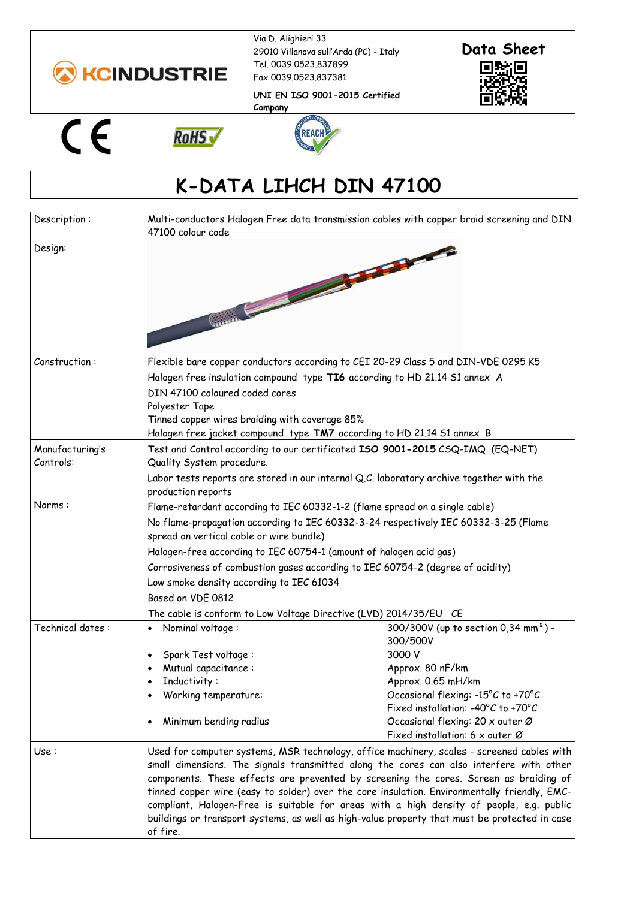**KCINDUSTRIE**

Via D. Alighieri 33
29010 Villanova sull'Arda (PC) - Italy
Tel. 0039.0523.837899
Fax 0039.0523.837381

**UNI EN ISO 9001-2015 Certified Company**

**Data Sheet**

# K-DATA LIHCH DIN 47100

| | |
|---|---|
| Description : | Multi-conductors Halogen Free data transmission cables with copper braid screening and DIN 47100 colour code |
| Design: | |
| Construction : | Flexible bare copper conductors according to CEI 20-29 Class 5 and DIN-VDE 0295 K5<br>Halogen free insulation compound type **TI6** according to HD 21.14 S1 annex A<br>DIN 47100 coloured coded cores<br>Polyester Tape<br>Tinned copper wires braiding with coverage 85%<br>Halogen free jacket compound type **TM7** according to HD 21.14 S1 annex B |
| Manufacturing's Controls: | Test and Control according to our certificated **ISO 9001-2015** CSQ-IMQ (EQ-NET) Quality System procedure.<br>Labor tests reports are stored in our internal Q.C. laboratory archive together with the production reports |
| Norms : | Flame-retardant according to IEC 60332-1-2 (flame spread on a single cable)<br>No flame-propagation according to IEC 60332-3-24 respectively IEC 60332-3-25 (Flame spread on vertical cable or wire bundle)<br>Halogen-free according to IEC 60754-1 (amount of halogen acid gas)<br>Corrosiveness of combustion gases according to IEC 60754-2 (degree of acidity)<br>Low smoke density according to IEC 61034<br>Based on VDE 0812<br>The cable is conform to Low Voltage Directive (LVD) 2014/35/EU CE |

| Technical dates : | | |
|---|---|---|
| | • Nominal voltage : | 300/300V (up to section 0,34 mm²) - 300/500V |
| | • Spark Test voltage : | 3000 V |
| | • Mutual capacitance : | Approx. 80 nF/km |
| | • Inductivity : | Approx. 0.65 mH/km |
| | • Working temperature: | Occasional flexing: -15°C to +70°C<br>Fixed installation: -40°C to +70°C |
| | • Minimum bending radius | Occasional flexing: 20 x outer Ø<br>Fixed installation: 6 x outer Ø |

| | |
|---|---|
| Use : | Used for computer systems, MSR technology, office machinery, scales - screened cables with small dimensions. The signals transmitted along the cores can also interfere with other components. These effects are prevented by screening the cores. Screen as braiding of tinned copper wire (easy to solder) over the core insulation. Environmentally friendly, EMC-compliant, Halogen-Free is suitable for areas with a high density of people, e.g. public buildings or transport systems, as well as high-value property that must be protected in case of fire. |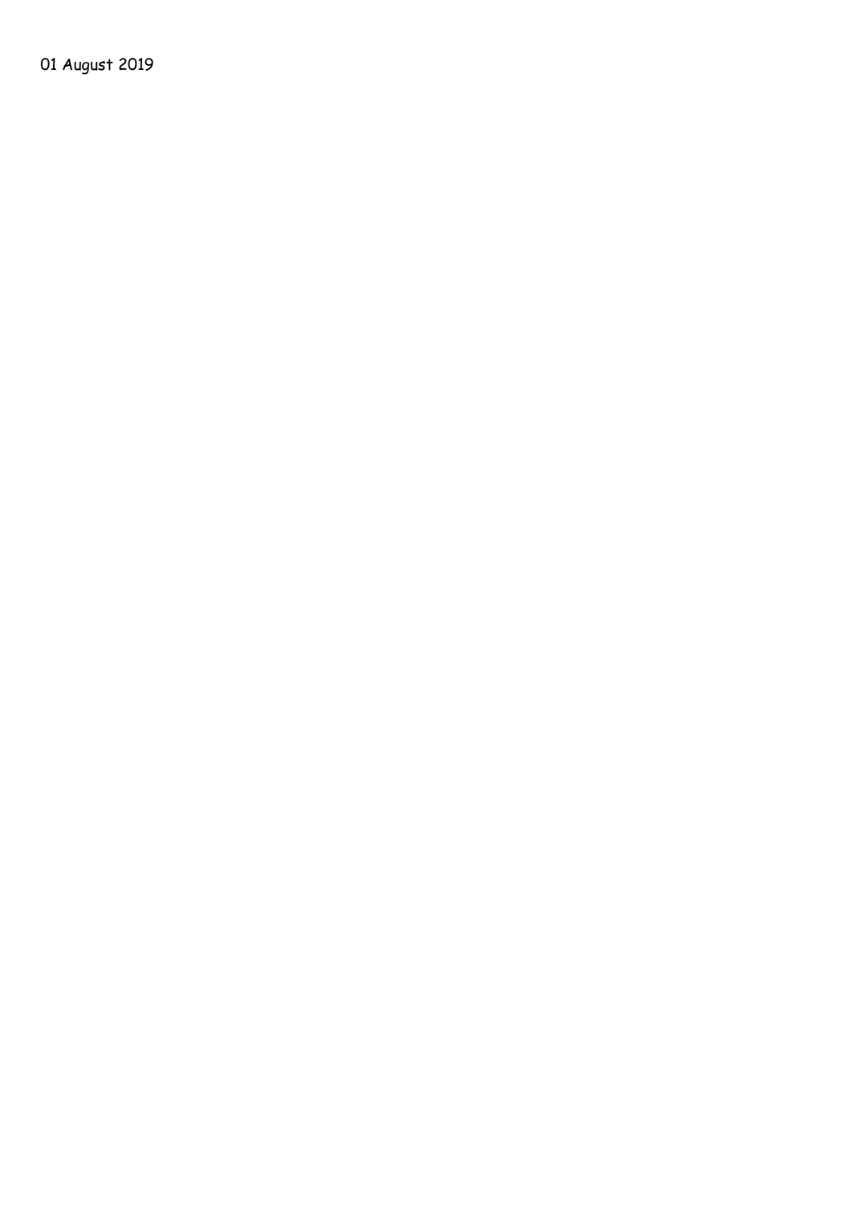01 August 2019